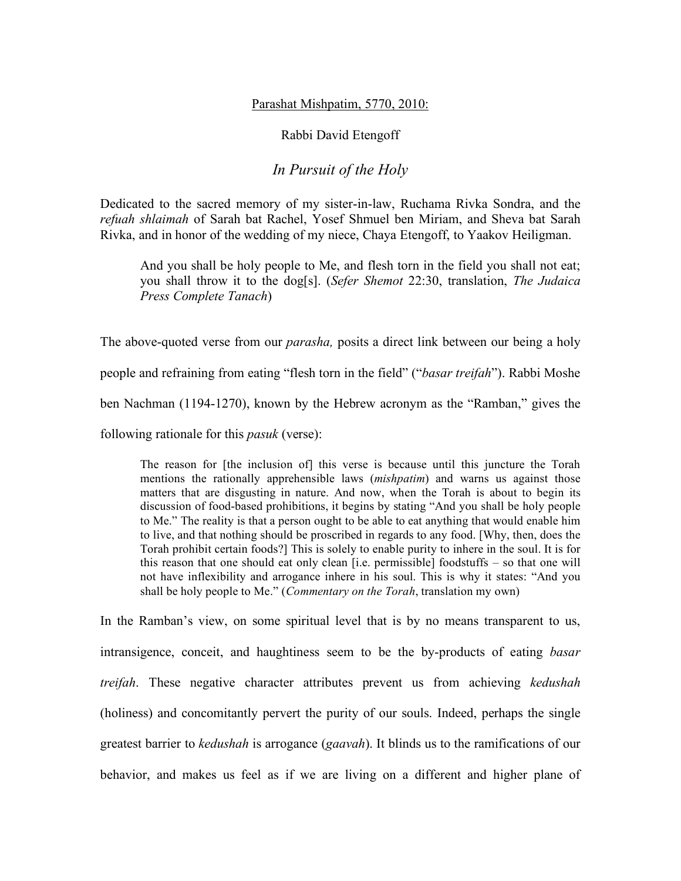Parashat Mishpatim, 5770, 2010:

Rabbi David Etengoff

# *In Pursuit of the Holy*

Dedicated to the sacred memory of my sister-in-law, Ruchama Rivka Sondra, and the *refuah shlaimah* of Sarah bat Rachel, Yosef Shmuel ben Miriam, and Sheva bat Sarah Rivka, and in honor of the wedding of my niece, Chaya Etengoff, to Yaakov Heiligman.

> And you shall be holy people to Me, and flesh torn in the field you shall not eat; you shall throw it to the dog[s]. (*Sefer Shemot* 22:30, translation, *The Judaica Press Complete Tanach*)

The above-quoted verse from our *parasha,* posits a direct link between our being a holy people and refraining from eating "flesh torn in the field" ("*basar treifah*"). Rabbi Moshe ben Nachman (1194-1270), known by the Hebrew acronym as the "Ramban," gives the following rationale for this *pasuk* (verse):

> The reason for [the inclusion of] this verse is because until this juncture the Torah mentions the rationally apprehensible laws (*mishpatim*) and warns us against those matters that are disgusting in nature. And now, when the Torah is about to begin its discussion of food-based prohibitions, it begins by stating "And you shall be holy people to Me." The reality is that a person ought to be able to eat anything that would enable him to live, and that nothing should be proscribed in regards to any food. [Why, then, does the Torah prohibit certain foods?] This is solely to enable purity to inhere in the soul. It is for this reason that one should eat only clean [i.e. permissible] foodstuffs – so that one will not have inflexibility and arrogance inhere in his soul. This is why it states: "And you shall be holy people to Me." (*Commentary on the Torah*, translation my own)

In the Ramban's view, on some spiritual level that is by no means transparent to us, intransigence, conceit, and haughtiness seem to be the by-products of eating *basar treifah*. These negative character attributes prevent us from achieving *kedushah* (holiness) and concomitantly pervert the purity of our souls. Indeed, perhaps the single greatest barrier to *kedushah* is arrogance (*gaavah*). It blinds us to the ramifications of our behavior, and makes us feel as if we are living on a different and higher plane of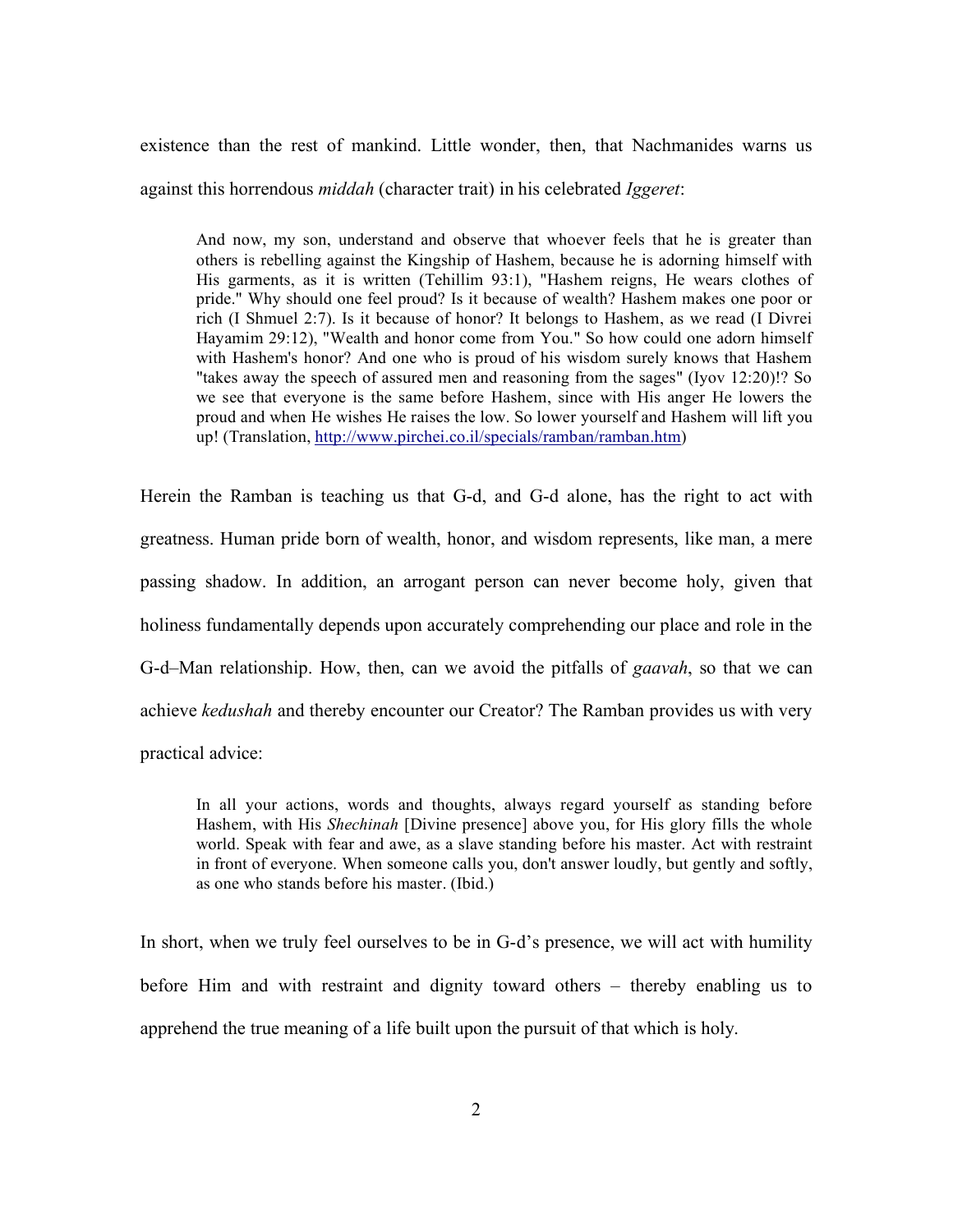existence than the rest of mankind. Little wonder, then, that Nachmanides warns us against this horrendous *middah* (character trait) in his celebrated *Iggeret*:

> And now, my son, understand and observe that whoever feels that he is greater than others is rebelling against the Kingship of Hashem, because he is adorning himself with His garments, as it is written (Tehillim 93:1), "Hashem reigns, He wears clothes of pride." Why should one feel proud? Is it because of wealth? Hashem makes one poor or rich (I Shmuel 2:7). Is it because of honor? It belongs to Hashem, as we read (I Divrei Hayamim 29:12), "Wealth and honor come from You." So how could one adorn himself with Hashem's honor? And one who is proud of his wisdom surely knows that Hashem "takes away the speech of assured men and reasoning from the sages" (Iyov 12:20)!? So we see that everyone is the same before Hashem, since with His anger He lowers the proud and when He wishes He raises the low. So lower yourself and Hashem will lift you up! (Translation, http://www.pirchei.co.il/specials/ramban/ramban.htm)

Herein the Ramban is teaching us that G-d, and G-d alone, has the right to act with greatness. Human pride born of wealth, honor, and wisdom represents, like man, a mere passing shadow. In addition, an arrogant person can never become holy, given that holiness fundamentally depends upon accurately comprehending our place and role in the G-d–Man relationship. How, then, can we avoid the pitfalls of *gaavah*, so that we can achieve *kedushah* and thereby encounter our Creator? The Ramban provides us with very practical advice:

> In all your actions, words and thoughts, always regard yourself as standing before Hashem, with His *Shechinah* [Divine presence] above you, for His glory fills the whole world. Speak with fear and awe, as a slave standing before his master. Act with restraint in front of everyone. When someone calls you, don't answer loudly, but gently and softly, as one who stands before his master. (Ibid.)

In short, when we truly feel ourselves to be in G-d's presence, we will act with humility before Him and with restraint and dignity toward others – thereby enabling us to apprehend the true meaning of a life built upon the pursuit of that which is holy.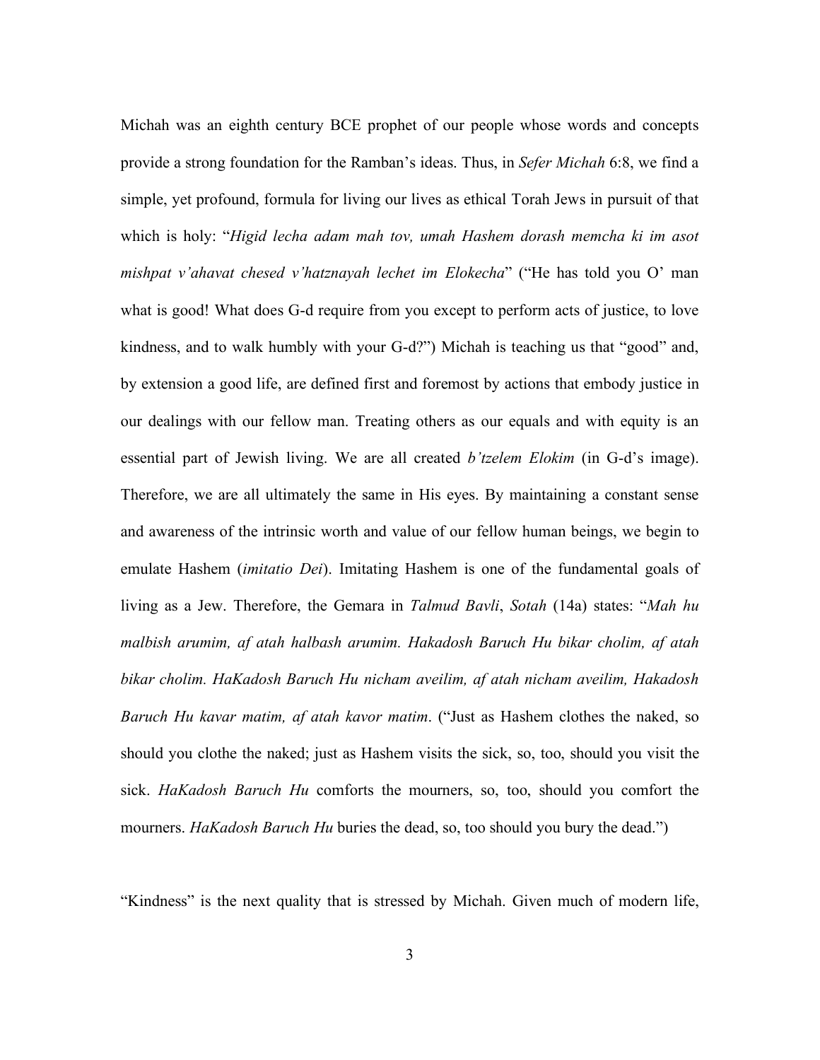Michah was an eighth century BCE prophet of our people whose words and concepts provide a strong foundation for the Ramban's ideas. Thus, in *Sefer Michah* 6:8, we find a simple, yet profound, formula for living our lives as ethical Torah Jews in pursuit of that which is holy: "*Higid lecha adam mah tov, umah Hashem dorash memcha ki im asot mishpat v'ahavat chesed v'hatznayah lechet im Elokecha*" ("He has told you O' man what is good! What does G-d require from you except to perform acts of justice, to love kindness, and to walk humbly with your G-d?") Michah is teaching us that "good" and, by extension a good life, are defined first and foremost by actions that embody justice in our dealings with our fellow man. Treating others as our equals and with equity is an essential part of Jewish living. We are all created *b'tzelem Elokim* (in G-d's image). Therefore, we are all ultimately the same in His eyes. By maintaining a constant sense and awareness of the intrinsic worth and value of our fellow human beings, we begin to emulate Hashem (*imitatio Dei*). Imitating Hashem is one of the fundamental goals of living as a Jew. Therefore, the Gemara in *Talmud Bavli*, *Sotah* (14a) states: "*Mah hu malbish arumim, af atah halbash arumim. Hakadosh Baruch Hu bikar cholim, af atah bikar cholim. HaKadosh Baruch Hu nicham aveilim, af atah nicham aveilim, Hakadosh Baruch Hu kavar matim, af atah kavor matim*. ("Just as Hashem clothes the naked, so should you clothe the naked; just as Hashem visits the sick, so, too, should you visit the sick. *HaKadosh Baruch Hu* comforts the mourners, so, too, should you comfort the mourners. *HaKadosh Baruch Hu* buries the dead, so, too should you bury the dead.")

"Kindness" is the next quality that is stressed by Michah. Given much of modern life,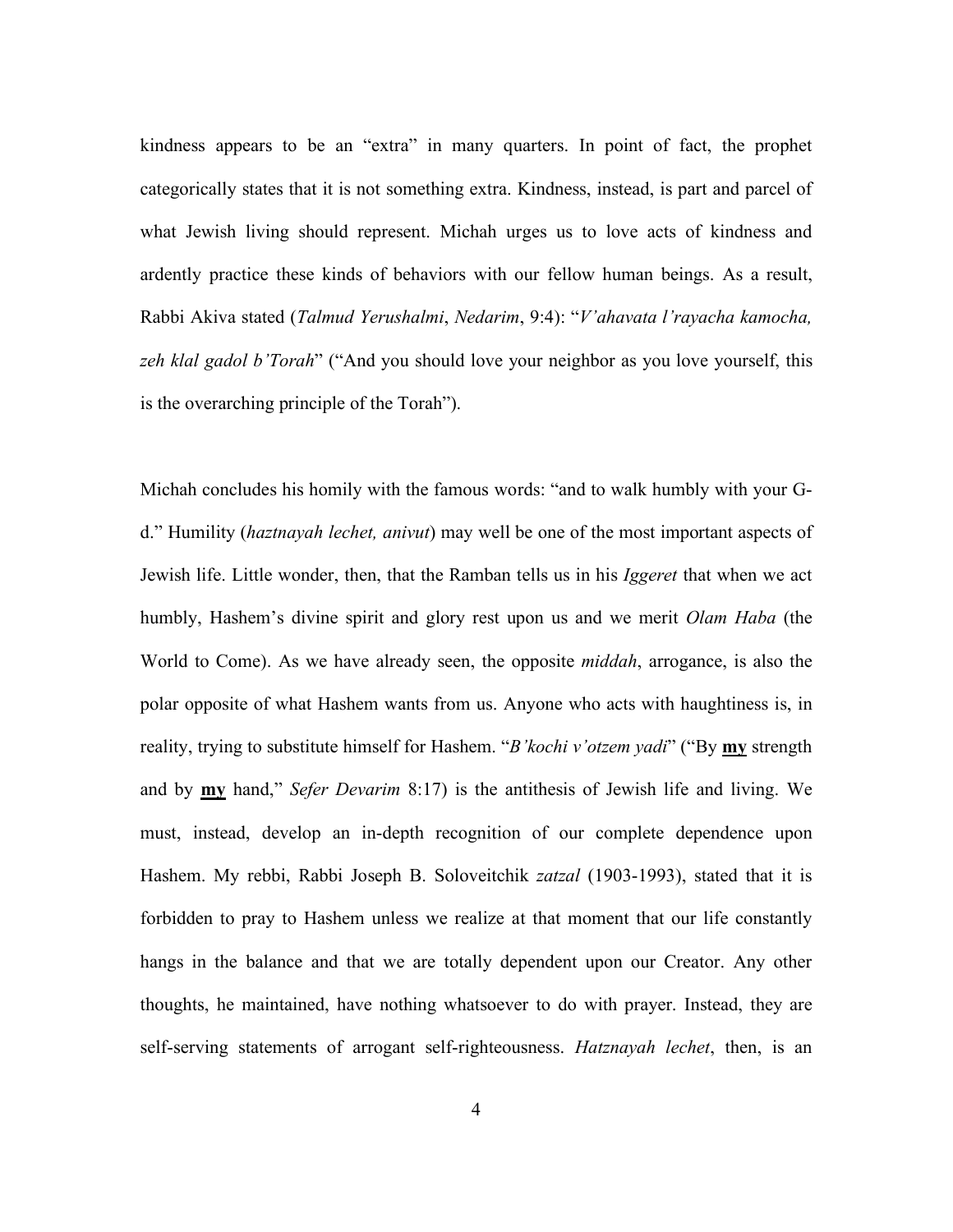kindness appears to be an "extra" in many quarters. In point of fact, the prophet categorically states that it is not something extra. Kindness, instead, is part and parcel of what Jewish living should represent. Michah urges us to love acts of kindness and ardently practice these kinds of behaviors with our fellow human beings. As a result, Rabbi Akiva stated (*Talmud Yerushalmi*, *Nedarim*, 9:4): "*V'ahavata l'rayacha kamocha, zeh klal gadol b'Torah*" ("And you should love your neighbor as you love yourself, this is the overarching principle of the Torah").

Michah concludes his homily with the famous words: "and to walk humbly with your G-d." Humility (*haztnayah lechet, anivut*) may well be one of the most important aspects of Jewish life. Little wonder, then, that the Ramban tells us in his *Iggeret* that when we act humbly, Hashem's divine spirit and glory rest upon us and we merit *Olam Haba* (the World to Come). As we have already seen, the opposite *middah*, arrogance, is also the polar opposite of what Hashem wants from us. Anyone who acts with haughtiness is, in reality, trying to substitute himself for Hashem. "*B'kochi v'otzem yadi*" ("By **my** strength and by **my** hand," *Sefer Devarim* 8:17) is the antithesis of Jewish life and living. We must, instead, develop an in-depth recognition of our complete dependence upon Hashem. My rebbi, Rabbi Joseph B. Soloveitchik *zatzal* (1903-1993), stated that it is forbidden to pray to Hashem unless we realize at that moment that our life constantly hangs in the balance and that we are totally dependent upon our Creator. Any other thoughts, he maintained, have nothing whatsoever to do with prayer. Instead, they are self-serving statements of arrogant self-righteousness. *Hatznayah lechet*, then, is an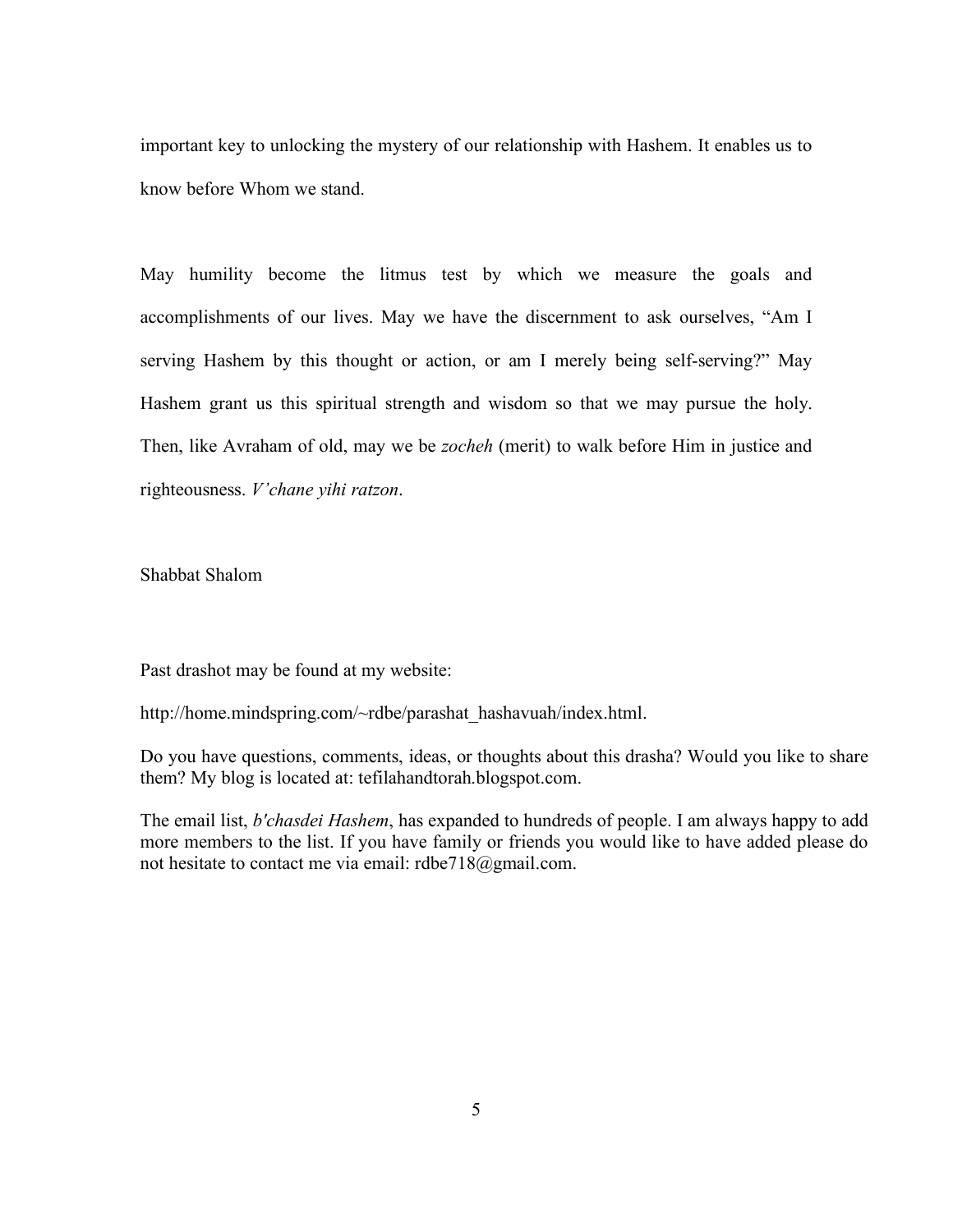important key to unlocking the mystery of our relationship with Hashem. It enables us to know before Whom we stand.

May humility become the litmus test by which we measure the goals and accomplishments of our lives. May we have the discernment to ask ourselves, "Am I serving Hashem by this thought or action, or am I merely being self-serving?" May Hashem grant us this spiritual strength and wisdom so that we may pursue the holy. Then, like Avraham of old, may we be *zocheh* (merit) to walk before Him in justice and righteousness. *V'chane yihi ratzon*.

Shabbat Shalom

Past drashot may be found at my website:

http://home.mindspring.com/~rdbe/parashat_hashavuah/index.html.

Do you have questions, comments, ideas, or thoughts about this drasha? Would you like to share them? My blog is located at: tefilahandtorah.blogspot.com.

The email list, *b'chasdei Hashem*, has expanded to hundreds of people. I am always happy to add more members to the list. If you have family or friends you would like to have added please do not hesitate to contact me via email: rdbe718@gmail.com.